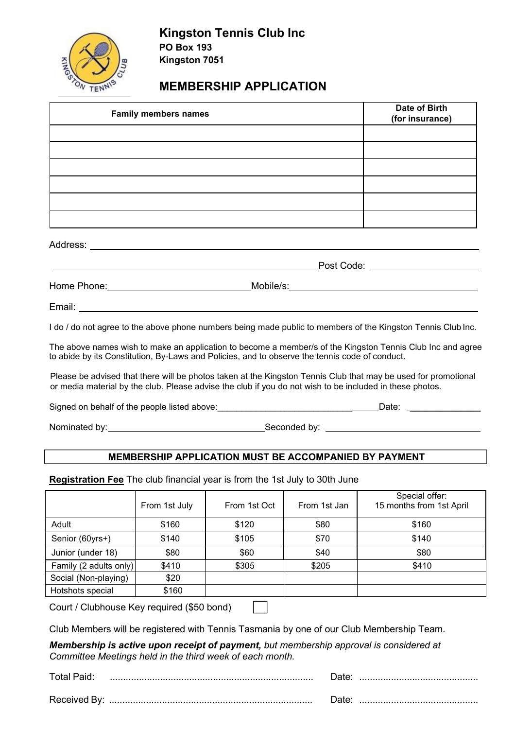# Kingston Tennis Club Inc

**PO Box 193**
**Kingston 7051**

## MEMBERSHIP APPLICATION

| Family members names | Date of Birth (for insurance) |
|---|---|
| | |
| | |
| | |
| | |
| | |
| | |

Address: ______________________________________________

______________________________________________ Post Code: ____________

Home Phone: ____________________ Mobile/s: ____________________

Email: ______________________________________________

I do / do not agree to the above phone numbers being made public to members of the Kingston Tennis Club Inc.

The above names wish to make an application to become a member/s of the Kingston Tennis Club Inc and agree to abide by its Constitution, By-Laws and Policies, and to observe the tennis code of conduct.

Please be advised that there will be photos taken at the Kingston Tennis Club that may be used for promotional or media material by the club. Please advise the club if you do not wish to be included in these photos.

Signed on behalf of the people listed above: ______________________ Date: ____________

Nominated by: ______________________ Seconded by: ______________________

**MEMBERSHIP APPLICATION MUST BE ACCOMPANIED BY PAYMENT**

**Registration Fee** The club financial year is from the 1st July to 30th June

| | From 1st July | From 1st Oct | From 1st Jan | Special offer: 15 months from 1st April |
|---|---|---|---|---|
| Adult | $160 | $120 | $80 | $160 |
| Senior (60yrs+) | $140 | $105 | $70 | $140 |
| Junior (under 18) | $80 | $60 | $40 | $80 |
| Family (2 adults only) | $410 | $305 | $205 | $410 |
| Social (Non-playing) | $20 | | | |
| Hotshots special | $160 | | | |

Court / Clubhouse Key required ($50 bond) ☐

Club Members will be registered with Tennis Tasmania by one of our Club Membership Team.

***Membership is active upon receipt of payment,*** *but membership approval is considered at Committee Meetings held in the third week of each month.*

Total Paid: ............................................ Date: ............................

Received By: ............................................ Date: ............................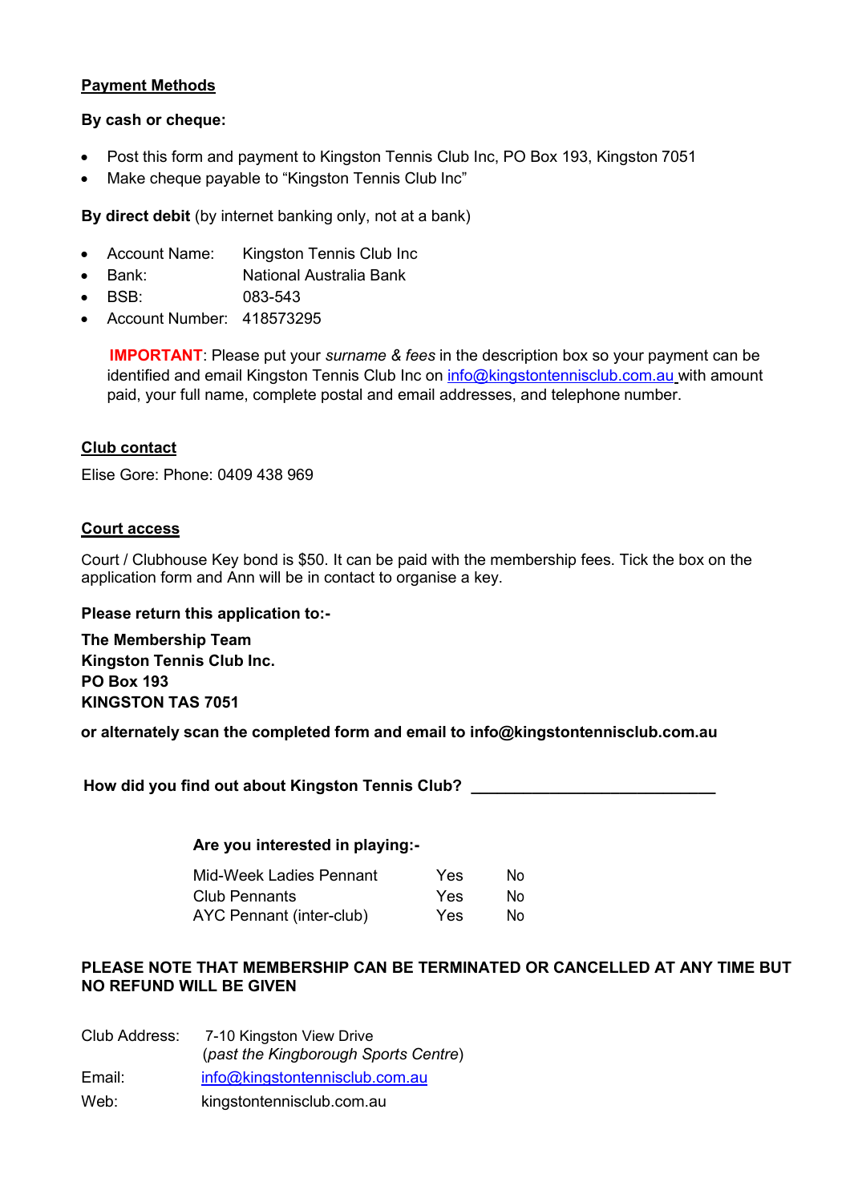## Payment Methods

**By cash or cheque:**

- Post this form and payment to Kingston Tennis Club Inc, PO Box 193, Kingston 7051
- Make cheque payable to "Kingston Tennis Club Inc"

**By direct debit** (by internet banking only, not at a bank)

- Account Name: Kingston Tennis Club Inc
- Bank: National Australia Bank
- BSB: 083-543
- Account Number: 418573295

**IMPORTANT**: Please put your *surname & fees* in the description box so your payment can be identified and email Kingston Tennis Club Inc on info@kingstontennisclub.com.au with amount paid, your full name, complete postal and email addresses, and telephone number.

## Club contact

Elise Gore: Phone: 0409 438 969

## Court access

Court / Clubhouse Key bond is $50. It can be paid with the membership fees. Tick the box on the application form and Ann will be in contact to organise a key.

**Please return this application to:-**

**The Membership Team**
**Kingston Tennis Club Inc.**
**PO Box 193**
**KINGSTON TAS 7051**

**or alternately scan the completed form and email to info@kingstontennisclub.com.au**

**How did you find out about Kingston Tennis Club?** ____________________________

**Are you interested in playing:-**

| | | |
|---|---|---|
| Mid-Week Ladies Pennant | Yes | No |
| Club Pennants | Yes | No |
| AYC Pennant (inter-club) | Yes | No |

**PLEASE NOTE THAT MEMBERSHIP CAN BE TERMINATED OR CANCELLED AT ANY TIME BUT NO REFUND WILL BE GIVEN**

Club Address: 7-10 Kingston View Drive
(*past the Kingborough Sports Centre*)

Email: info@kingstontennisclub.com.au

Web: kingstontennisclub.com.au